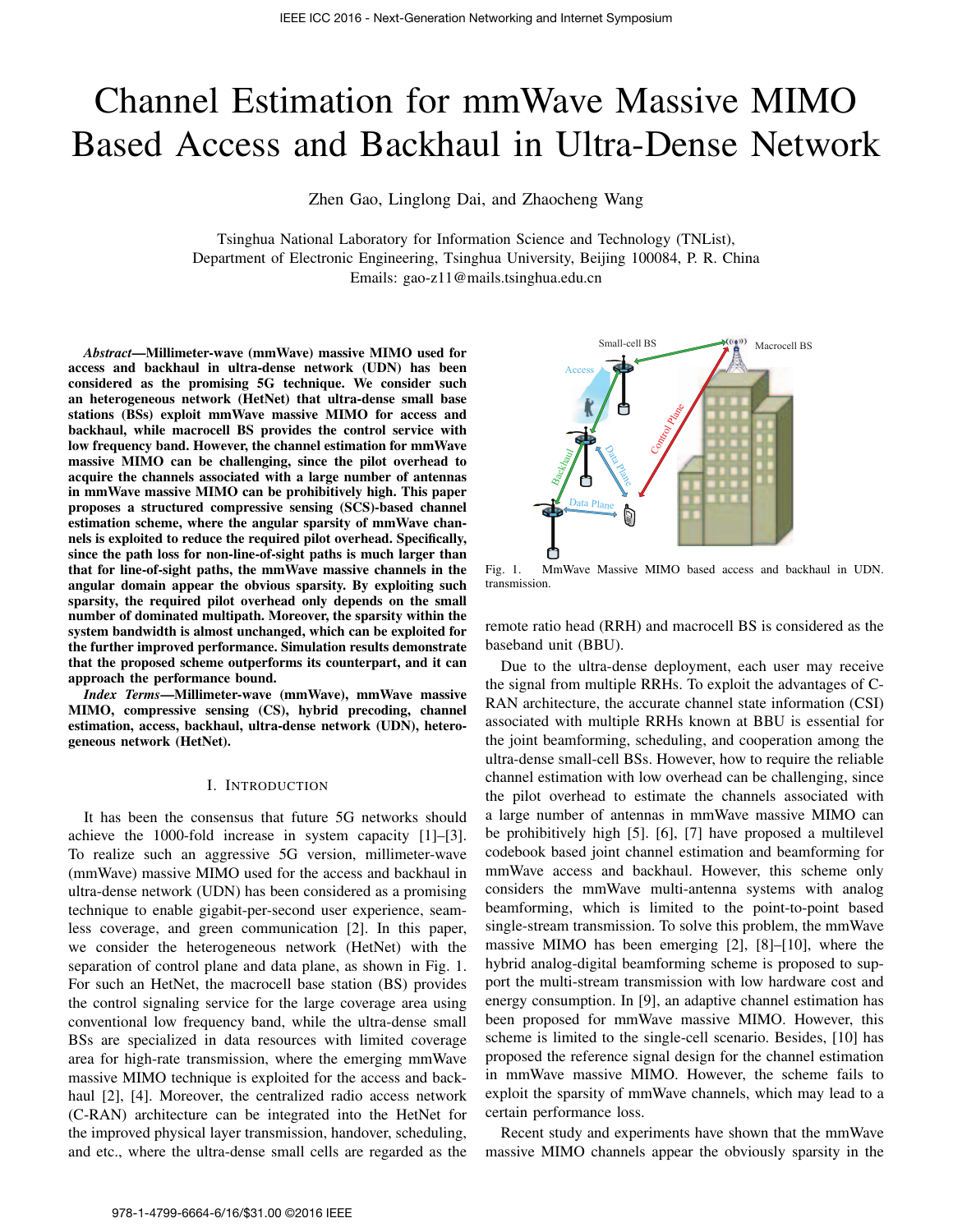# Channel Estimation for mmWave Massive MIMO Based Access and Backhaul in Ultra-Dense Network

Zhen Gao, Linglong Dai, and Zhaocheng Wang

Tsinghua National Laboratory for Information Science and Technology (TNList),
Department of Electronic Engineering, Tsinghua University, Beijing 100084, P. R. China
Emails: gao-z11@mails.tsinghua.edu.cn

***Abstract*—Millimeter-wave (mmWave) massive MIMO used for access and backhaul in ultra-dense network (UDN) has been considered as the promising 5G technique. We consider such an heterogeneous network (HetNet) that ultra-dense small base stations (BSs) exploit mmWave massive MIMO for access and backhaul, while macrocell BS provides the control service with low frequency band. However, the channel estimation for mmWave massive MIMO can be challenging, since the pilot overhead to acquire the channels associated with a large number of antennas in mmWave massive MIMO can be prohibitively high. This paper proposes a structured compressive sensing (SCS)-based channel estimation scheme, where the angular sparsity of mmWave channels is exploited to reduce the required pilot overhead. Specifically, since the path loss for non-line-of-sight paths is much larger than that for line-of-sight paths, the mmWave massive channels in the angular domain appear the obvious sparsity. By exploiting such sparsity, the required pilot overhead only depends on the small number of dominated multipath. Moreover, the sparsity within the system bandwidth is almost unchanged, which can be exploited for the further improved performance. Simulation results demonstrate that the proposed scheme outperforms its counterpart, and it can approach the performance bound.**

***Index Terms*—Millimeter-wave (mmWave), mmWave massive MIMO, compressive sensing (CS), hybrid precoding, channel estimation, access, backhaul, ultra-dense network (UDN), heterogeneous network (HetNet).**

## I. Introduction

It has been the consensus that future 5G networks should achieve the 1000-fold increase in system capacity [1]–[3]. To realize such an aggressive 5G version, millimeter-wave (mmWave) massive MIMO used for the access and backhaul in ultra-dense network (UDN) has been considered as a promising technique to enable gigabit-per-second user experience, seamless coverage, and green communication [2]. In this paper, we consider the heterogeneous network (HetNet) with the separation of control plane and data plane, as shown in Fig. 1. For such an HetNet, the macrocell base station (BS) provides the control signaling service for the large coverage area using conventional low frequency band, while the ultra-dense small BSs are specialized in data resources with limited coverage area for high-rate transmission, where the emerging mmWave massive MIMO technique is exploited for the access and backhaul [2], [4]. Moreover, the centralized radio access network (C-RAN) architecture can be integrated into the HetNet for the improved physical layer transmission, handover, scheduling, and etc., where the ultra-dense small cells are regarded as the remote ratio head (RRH) and macrocell BS is considered as the baseband unit (BBU).

Small-cell BS
Macrocell BS
Access
Control Plane
Backhaul
Data Plane
Data Plane

Fig. 1. MmWave Massive MIMO based access and backhaul in UDN. transmission.

Due to the ultra-dense deployment, each user may receive the signal from multiple RRHs. To exploit the advantages of C-RAN architecture, the accurate channel state information (CSI) associated with multiple RRHs known at BBU is essential for the joint beamforming, scheduling, and cooperation among the ultra-dense small-cell BSs. However, how to require the reliable channel estimation with low overhead can be challenging, since the pilot overhead to estimate the channels associated with a large number of antennas in mmWave massive MIMO can be prohibitively high [5]. [6], [7] have proposed a multilevel codebook based joint channel estimation and beamforming for mmWave access and backhaul. However, this scheme only considers the mmWave multi-antenna systems with analog beamforming, which is limited to the point-to-point based single-stream transmission. To solve this problem, the mmWave massive MIMO has been emerging [2], [8]–[10], where the hybrid analog-digital beamforming scheme is proposed to support the multi-stream transmission with low hardware cost and energy consumption. In [9], an adaptive channel estimation has been proposed for mmWave massive MIMO. However, this scheme is limited to the single-cell scenario. Besides, [10] has proposed the reference signal design for the channel estimation in mmWave massive MIMO. However, the scheme fails to exploit the sparsity of mmWave channels, which may lead to a certain performance loss.

Recent study and experiments have shown that the mmWave massive MIMO channels appear the obviously sparsity in the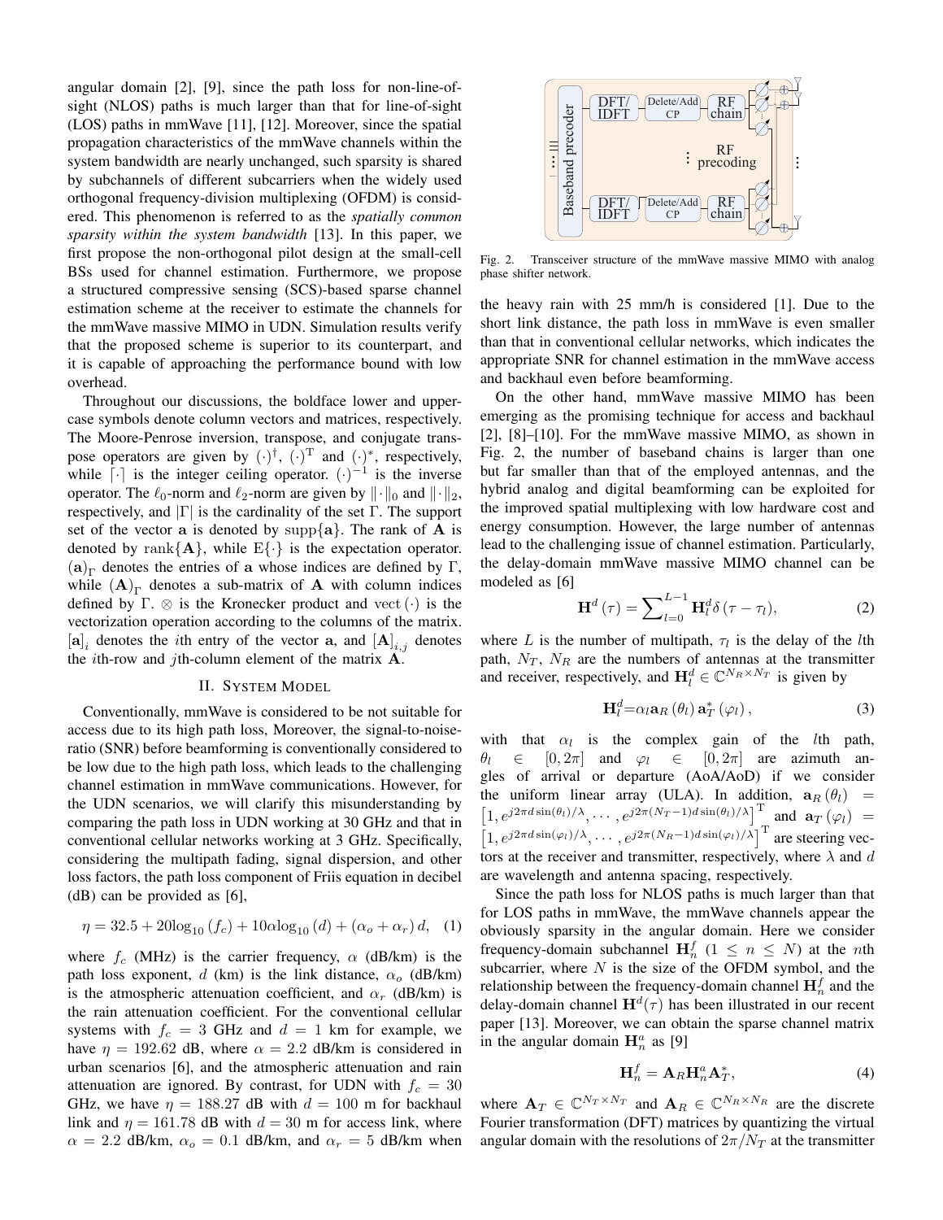angular domain [2], [9], since the path loss for non-line-of-sight (NLOS) paths is much larger than that for line-of-sight (LOS) paths in mmWave [11], [12]. Moreover, since the spatial propagation characteristics of the mmWave channels within the system bandwidth are nearly unchanged, such sparsity is shared by subchannels of different subcarriers when the widely used orthogonal frequency-division multiplexing (OFDM) is considered. This phenomenon is referred to as the *spatially common sparsity within the system bandwidth* [13]. In this paper, we first propose the non-orthogonal pilot design at the small-cell BSs used for channel estimation. Furthermore, we propose a structured compressive sensing (SCS)-based sparse channel estimation scheme at the receiver to estimate the channels for the mmWave massive MIMO in UDN. Simulation results verify that the proposed scheme is superior to its counterpart, and it is capable of approaching the performance bound with low overhead.

Throughout our discussions, the boldface lower and upper-case symbols denote column vectors and matrices, respectively. The Moore-Penrose inversion, transpose, and conjugate transpose operators are given by $(\cdot)^{\dagger}$, $(\cdot)^{\mathrm{T}}$ and $(\cdot)^{*}$, respectively, while $\lceil\cdot\rceil$ is the integer ceiling operator. $(\cdot)^{-1}$ is the inverse operator. The $\ell_0$-norm and $\ell_2$-norm are given by $\|\cdot\|_0$ and $\|\cdot\|_2$, respectively, and $|\Gamma|$ is the cardinality of the set $\Gamma$. The support set of the vector $\mathbf{a}$ is denoted by $\mathrm{supp}\{\mathbf{a}\}$. The rank of $\mathbf{A}$ is denoted by $\mathrm{rank}\{\mathbf{A}\}$, while $\mathrm{E}\{\cdot\}$ is the expectation operator. $(\mathbf{a})_{\Gamma}$ denotes the entries of $\mathbf{a}$ whose indices are defined by $\Gamma$, while $(\mathbf{A})_{\Gamma}$ denotes a sub-matrix of $\mathbf{A}$ with column indices defined by $\Gamma$. $\otimes$ is the Kronecker product and $\mathrm{vect}(\cdot)$ is the vectorization operation according to the columns of the matrix. $[\mathbf{a}]_i$ denotes the $i$th entry of the vector $\mathbf{a}$, and $[\mathbf{A}]_{i,j}$ denotes the $i$th-row and $j$th-column element of the matrix $\mathbf{A}$.

## II. System Model

Conventionally, mmWave is considered to be not suitable for access due to its high path loss, Moreover, the signal-to-noise-ratio (SNR) before beamforming is conventionally considered to be low due to the high path loss, which leads to the challenging channel estimation in mmWave communications. However, for the UDN scenarios, we will clarify this misunderstanding by comparing the path loss in UDN working at 30 GHz and that in conventional cellular networks working at 3 GHz. Specifically, considering the multipath fading, signal dispersion, and other loss factors, the path loss component of Friis equation in decibel (dB) can be provided as [6],

$$\eta = 32.5 + 20\log_{10}(f_c) + 10\alpha\log_{10}(d) + (\alpha_o + \alpha_r)\, d, \quad (1)$$

where $f_c$ (MHz) is the carrier frequency, $\alpha$ (dB/km) is the path loss exponent, $d$ (km) is the link distance, $\alpha_o$ (dB/km) is the atmospheric attenuation coefficient, and $\alpha_r$ (dB/km) is the rain attenuation coefficient. For the conventional cellular systems with $f_c = 3$ GHz and $d = 1$ km for example, we have $\eta = 192.62$ dB, where $\alpha = 2.2$ dB/km is considered in urban scenarios [6], and the atmospheric attenuation and rain attenuation are ignored. By contrast, for UDN with $f_c = 30$ GHz, we have $\eta = 188.27$ dB with $d = 100$ m for backhaul link and $\eta = 161.78$ dB with $d = 30$ m for access link, where $\alpha = 2.2$ dB/km, $\alpha_o = 0.1$ dB/km, and $\alpha_r = 5$ dB/km when the heavy rain with 25 mm/h is considered [1]. Due to the short link distance, the path loss in mmWave is even smaller than that in conventional cellular networks, which indicates the appropriate SNR for channel estimation in the mmWave access and backhaul even before beamforming.

Fig. 2. Transceiver structure of the mmWave massive MIMO with analog phase shifter network.

On the other hand, mmWave massive MIMO has been emerging as the promising technique for access and backhaul [2], [8]–[10]. For the mmWave massive MIMO, as shown in Fig. 2, the number of baseband chains is larger than one but far smaller than that of the employed antennas, and the hybrid analog and digital beamforming can be exploited for the improved spatial multiplexing with low hardware cost and energy consumption. However, the large number of antennas lead to the challenging issue of channel estimation. Particularly, the delay-domain mmWave massive MIMO channel can be modeled as [6]

$$\mathbf{H}^d(\tau) = \sum\nolimits_{l=0}^{L-1} \mathbf{H}_l^d \delta(\tau - \tau_l), \quad (2)$$

where $L$ is the number of multipath, $\tau_l$ is the delay of the $l$th path, $N_T$, $N_R$ are the numbers of antennas at the transmitter and receiver, respectively, and $\mathbf{H}_l^d \in \mathbb{C}^{N_R \times N_T}$ is given by

$$\mathbf{H}_l^d = \alpha_l \mathbf{a}_R(\theta_l)\, \mathbf{a}_T^*(\varphi_l), \quad (3)$$

with that $\alpha_l$ is the complex gain of the $l$th path, $\theta_l \in [0, 2\pi]$ and $\varphi_l \in [0, 2\pi]$ are azimuth angles of arrival or departure (AoA/AoD) if we consider the uniform linear array (ULA). In addition, $\mathbf{a}_R(\theta_l) = \left[1, e^{j2\pi d\sin(\theta_l)/\lambda}, \cdots, e^{j2\pi(N_T-1)d\sin(\theta_l)/\lambda}\right]^{\mathrm{T}}$ and $\mathbf{a}_T(\varphi_l) = \left[1, e^{j2\pi d\sin(\varphi_l)/\lambda}, \cdots, e^{j2\pi(N_R-1)d\sin(\varphi_l)/\lambda}\right]^{\mathrm{T}}$ are steering vectors at the receiver and transmitter, respectively, where $\lambda$ and $d$ are wavelength and antenna spacing, respectively.

Since the path loss for NLOS paths is much larger than that for LOS paths in mmWave, the mmWave channels appear the obviously sparsity in the angular domain. Here we consider frequency-domain subchannel $\mathbf{H}_n^f$ ($1 \le n \le N$) at the $n$th subcarrier, where $N$ is the size of the OFDM symbol, and the relationship between the frequency-domain channel $\mathbf{H}_n^f$ and the delay-domain channel $\mathbf{H}^d(\tau)$ has been illustrated in our recent paper [13]. Moreover, we can obtain the sparse channel matrix in the angular domain $\mathbf{H}_n^a$ as [9]

$$\mathbf{H}_n^f = \mathbf{A}_R \mathbf{H}_n^a \mathbf{A}_T^*, \quad (4)$$

where $\mathbf{A}_T \in \mathbb{C}^{N_T \times N_T}$ and $\mathbf{A}_R \in \mathbb{C}^{N_R \times N_R}$ are the discrete Fourier transformation (DFT) matrices by quantizing the virtual angular domain with the resolutions of $2\pi/N_T$ at the transmitter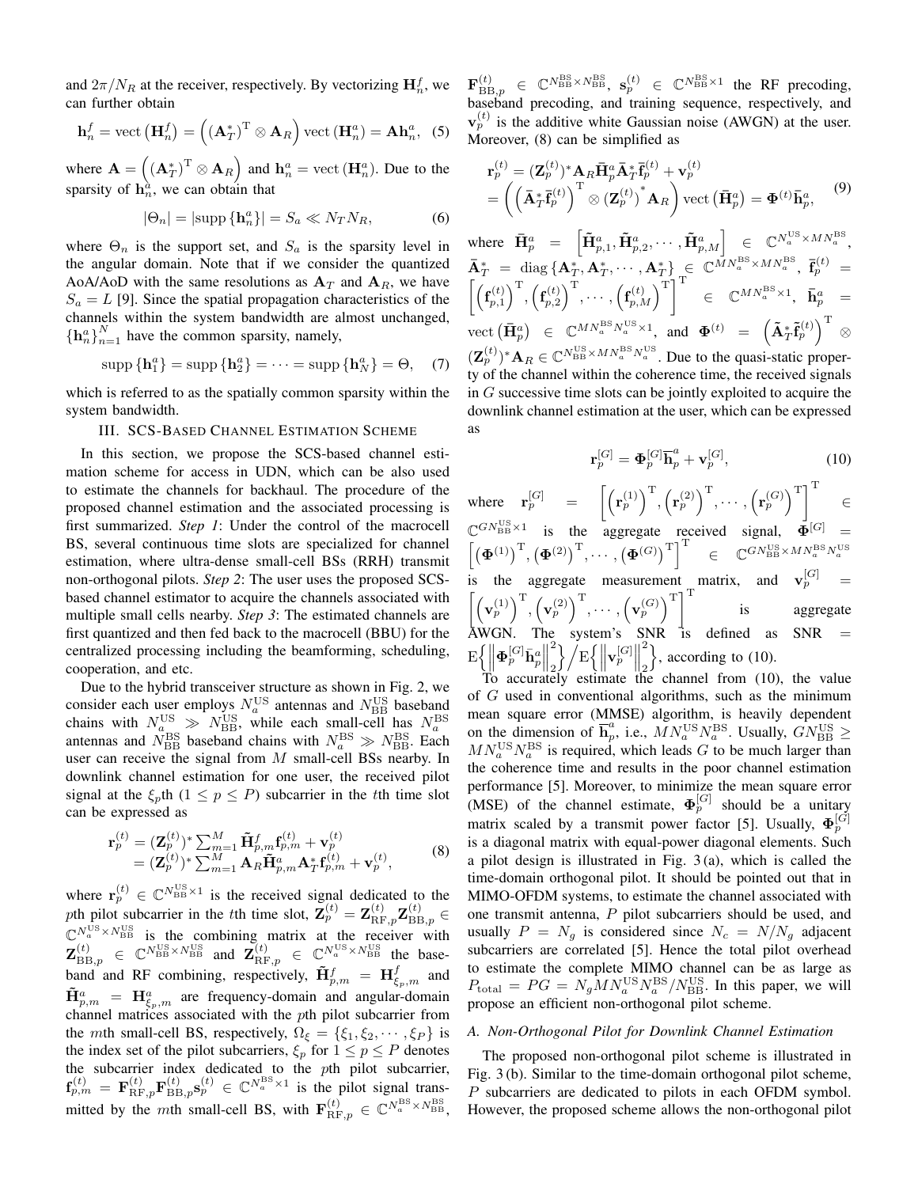and $2\pi/N_R$ at the receiver, respectively. By vectorizing $\mathbf{H}_n^f$, we can further obtain

$$\mathbf{h}_n^f = \text{vect}\left(\mathbf{H}_n^f\right) = \left((\mathbf{A}_T^*)^{\text{T}} \otimes \mathbf{A}_R\right) \text{vect}\left(\mathbf{H}_n^a\right) = \mathbf{A}\mathbf{h}_n^a, \quad (5)$$

where $\mathbf{A} = \left((\mathbf{A}_T^*)^{\text{T}} \otimes \mathbf{A}_R\right)$ and $\mathbf{h}_n^a = \text{vect}\left(\mathbf{H}_n^a\right)$. Due to the sparsity of $\mathbf{h}_n^a$, we can obtain that

$$|\Theta_n| = |\text{supp}\left\{\mathbf{h}_n^a\right\}| = S_a \ll N_T N_R, \quad (6)$$

where $\Theta_n$ is the support set, and $S_a$ is the sparsity level in the angular domain. Note that if we consider the quantized AoA/AoD with the same resolutions as $\mathbf{A}_T$ and $\mathbf{A}_R$, we have $S_a = L$ [9]. Since the spatial propagation characteristics of the channels within the system bandwidth are almost unchanged, $\{\mathbf{h}_n^a\}_{n=1}^N$ have the common sparsity, namely,

$$\text{supp}\left\{\mathbf{h}_1^a\right\} = \text{supp}\left\{\mathbf{h}_2^a\right\} = \cdots = \text{supp}\left\{\mathbf{h}_N^a\right\} = \Theta, \quad (7)$$

which is referred to as the spatially common sparsity within the system bandwidth.

## III. SCS-Based Channel Estimation Scheme

In this section, we propose the SCS-based channel estimation scheme for access in UDN, which can be also used to estimate the channels for backhaul. The procedure of the proposed channel estimation and the associated processing is first summarized. *Step 1*: Under the control of the macrocell BS, several continuous time slots are specialized for channel estimation, where ultra-dense small-cell BSs (RRH) transmit non-orthogonal pilots. *Step 2*: The user uses the proposed SCS-based channel estimator to acquire the channels associated with multiple small cells nearby. *Step 3*: The estimated channels are first quantized and then fed back to the macrocell (BBU) for the centralized processing including the beamforming, scheduling, cooperation, and etc.

Due to the hybrid transceiver structure as shown in Fig. 2, we consider each user employs $N_a^{\text{US}}$ antennas and $N_{\text{BB}}^{\text{US}}$ baseband chains with $N_a^{\text{US}} \gg N_{\text{BB}}^{\text{US}}$, while each small-cell has $N_a^{\text{BS}}$ antennas and $N_{\text{BB}}^{\text{BS}}$ baseband chains with $N_a^{\text{BS}} \gg N_{\text{BB}}^{\text{BS}}$. Each user can receive the signal from $M$ small-cell BSs nearby. In downlink channel estimation for one user, the received pilot signal at the $\xi_p$th ($1 \le p \le P$) subcarrier in the $t$th time slot can be expressed as

$$\begin{aligned}\mathbf{r}_p^{(t)} &= (\mathbf{Z}_p^{(t)})^* \textstyle\sum_{m=1}^M \tilde{\mathbf{H}}_{p,m}^f \mathbf{f}_{p,m}^{(t)} + \mathbf{v}_p^{(t)} \\ &= (\mathbf{Z}_p^{(t)})^* \textstyle\sum_{m=1}^M \mathbf{A}_R \tilde{\mathbf{H}}_{p,m}^a \mathbf{A}_T^* \mathbf{f}_{p,m}^{(t)} + \mathbf{v}_p^{(t)},\end{aligned} \quad (8)$$

where $\mathbf{r}_p^{(t)} \in \mathbb{C}^{N_{\text{BB}}^{\text{US}} \times 1}$ is the received signal dedicated to the $p$th pilot subcarrier in the $t$th time slot, $\mathbf{Z}_p^{(t)} = \mathbf{Z}_{\text{RF},p}^{(t)} \mathbf{Z}_{\text{BB},p}^{(t)} \in \mathbb{C}^{N_a^{\text{US}} \times N_{\text{BB}}^{\text{US}}}$ is the combining matrix at the receiver with $\mathbf{Z}_{\text{BB},p}^{(t)} \in \mathbb{C}^{N_{\text{BB}}^{\text{US}} \times N_{\text{BB}}^{\text{US}}}$ and $\mathbf{Z}_{\text{RF},p}^{(t)} \in \mathbb{C}^{N_a^{\text{US}} \times N_{\text{BB}}^{\text{US}}}$ the baseband and RF combining, respectively, $\tilde{\mathbf{H}}_{p,m}^f = \mathbf{H}_{\xi_p,m}^f$ and $\tilde{\mathbf{H}}_{p,m}^a = \mathbf{H}_{\xi_p,m}^a$ are frequency-domain and angular-domain channel matrices associated with the $p$th pilot subcarrier from the $m$th small-cell BS, respectively, $\Omega_\xi = \{\xi_1, \xi_2, \cdots, \xi_P\}$ is the index set of the pilot subcarriers, $\xi_p$ for $1 \le p \le P$ denotes the subcarrier index dedicated to the $p$th pilot subcarrier, $\mathbf{f}_{p,m}^{(t)} = \mathbf{F}_{\text{RF},p}^{(t)} \mathbf{F}_{\text{BB},p}^{(t)} \mathbf{s}_p^{(t)} \in \mathbb{C}^{N_a^{\text{BS}} \times 1}$ is the pilot signal transmitted by the $m$th small-cell BS, with $\mathbf{F}_{\text{RF},p}^{(t)} \in \mathbb{C}^{N_a^{\text{BS}} \times N_{\text{BB}}^{\text{BS}}}$, $\mathbf{F}_{\text{BB},p}^{(t)} \in \mathbb{C}^{N_{\text{BB}}^{\text{BS}} \times N_{\text{BB}}^{\text{BS}}}$, $\mathbf{s}_p^{(t)} \in \mathbb{C}^{N_{\text{BB}}^{\text{BS}} \times 1}$ the RF precoding, baseband precoding, and training sequence, respectively, and $\mathbf{v}_p^{(t)}$ is the additive white Gaussian noise (AWGN) at the user. Moreover, (8) can be simplified as

$$\begin{aligned}\mathbf{r}_p^{(t)} &= (\mathbf{Z}_p^{(t)})^* \mathbf{A}_R \bar{\mathbf{H}}_p^a \bar{\mathbf{A}}_T^* \bar{\mathbf{f}}_p^{(t)} + \mathbf{v}_p^{(t)} \\ &= \left(\left(\bar{\mathbf{A}}_T^* \bar{\mathbf{f}}_p^{(t)}\right)^{\text{T}} \otimes \left(\mathbf{Z}_p^{(t)}\right)^* \mathbf{A}_R\right) \text{vect}\left(\bar{\mathbf{H}}_p^a\right) = \mathbf{\Phi}^{(t)} \bar{\mathbf{h}}_p^a,\end{aligned} \quad (9)$$

where $\bar{\mathbf{H}}_p^a = \left[\tilde{\mathbf{H}}_{p,1}^a, \tilde{\mathbf{H}}_{p,2}^a, \cdots, \tilde{\mathbf{H}}_{p,M}^a\right] \in \mathbb{C}^{N_a^{\text{US}} \times M N_a^{\text{BS}}}$, $\bar{\mathbf{A}}_T^* = \text{diag}\left\{\mathbf{A}_T^*, \mathbf{A}_T^*, \cdots, \mathbf{A}_T^*\right\} \in \mathbb{C}^{M N_a^{\text{BS}} \times M N_a^{\text{BS}}}$, $\bar{\mathbf{f}}_p^{(t)} = \left[\left(\mathbf{f}_{p,1}^{(t)}\right)^{\text{T}}, \left(\mathbf{f}_{p,2}^{(t)}\right)^{\text{T}}, \cdots, \left(\mathbf{f}_{p,M}^{(t)}\right)^{\text{T}}\right]^{\text{T}} \in \mathbb{C}^{M N_a^{\text{BS}} \times 1}$, $\bar{\mathbf{h}}_p^a = \text{vect}\left(\bar{\mathbf{H}}_p^a\right) \in \mathbb{C}^{M N_a^{\text{BS}} N_a^{\text{US}} \times 1}$, and $\mathbf{\Phi}^{(t)} = \left(\bar{\mathbf{A}}_T^* \bar{\mathbf{f}}_p^{(t)}\right)^{\text{T}} \otimes (\mathbf{Z}_p^{(t)})^* \mathbf{A}_R \in \mathbb{C}^{N_{\text{BB}}^{\text{US}} \times M N_a^{\text{BS}} N_a^{\text{US}}}$. Due to the quasi-static property of the channel within the coherence time, the received signals in $G$ successive time slots can be jointly exploited to acquire the downlink channel estimation at the user, which can be expressed as

$$\mathbf{r}_p^{[G]} = \mathbf{\Phi}_p^{[G]} \overline{\mathbf{h}}_p^a + \mathbf{v}_p^{[G]}, \quad (10)$$

where $\mathbf{r}_p^{[G]} = \left[\left(\mathbf{r}_p^{(1)}\right)^{\text{T}}, \left(\mathbf{r}_p^{(2)}\right)^{\text{T}}, \cdots, \left(\mathbf{r}_p^{(G)}\right)^{\text{T}}\right]^{\text{T}} \in \mathbb{C}^{G N_{\text{BB}}^{\text{US}} \times 1}$ is the aggregate received signal, $\mathbf{\Phi}^{[G]} = \left[\left(\mathbf{\Phi}^{(1)}\right)^{\text{T}}, \left(\mathbf{\Phi}^{(2)}\right)^{\text{T}}, \cdots, \left(\mathbf{\Phi}^{(G)}\right)^{\text{T}}\right]^{\text{T}} \in \mathbb{C}^{G N_{\text{BB}}^{\text{US}} \times M N_a^{\text{BS}} N_a^{\text{US}}}$ is the aggregate measurement matrix, and $\mathbf{v}_p^{[G]} = \left[\left(\mathbf{v}_p^{(1)}\right)^{\text{T}}, \left(\mathbf{v}_p^{(2)}\right)^{\text{T}}, \cdots, \left(\mathbf{v}_p^{(G)}\right)^{\text{T}}\right]^{\text{T}}$ is aggregate AWGN. The system's SNR is defined as $\text{SNR} = \text{E}\left\{\left\|\mathbf{\Phi}_p^{[G]} \bar{\mathbf{h}}_p^a\right\|_2^2\right\} \big/ \text{E}\left\{\left\|\mathbf{v}_p^{[G]}\right\|_2^2\right\}$, according to (10).

To accurately estimate the channel from (10), the value of $G$ used in conventional algorithms, such as the minimum mean square error (MMSE) algorithm, is heavily dependent on the dimension of $\overline{\mathbf{h}}_p^a$, i.e., $M N_a^{\text{US}} N_a^{\text{BS}}$. Usually, $G N_{\text{BB}}^{\text{US}} \ge M N_a^{\text{US}} N_a^{\text{BS}}$ is required, which leads $G$ to be much larger than the coherence time and results in the poor channel estimation performance [5]. Moreover, to minimize the mean square error (MSE) of the channel estimate, $\mathbf{\Phi}_p^{[G]}$ should be a unitary matrix scaled by a transmit power factor [5]. Usually, $\mathbf{\Phi}_p^{[G]}$ is a diagonal matrix with equal-power diagonal elements. Such a pilot design is illustrated in Fig. 3 (a), which is called the time-domain orthogonal pilot. It should be pointed out that in MIMO-OFDM systems, to estimate the channel associated with one transmit antenna, $P$ pilot subcarriers should be used, and usually $P = N_g$ is considered since $N_c = N/N_g$ adjacent subcarriers are correlated [5]. Hence the total pilot overhead to estimate the complete MIMO channel can be as large as $P_{\text{total}} = PG = N_g M N_a^{\text{US}} N_a^{\text{BS}} / N_{\text{BB}}^{\text{US}}$. In this paper, we will propose an efficient non-orthogonal pilot scheme.

### A. Non-Orthogonal Pilot for Downlink Channel Estimation

The proposed non-orthogonal pilot scheme is illustrated in Fig. 3 (b). Similar to the time-domain orthogonal pilot scheme, $P$ subcarriers are dedicated to pilots in each OFDM symbol. However, the proposed scheme allows the non-orthogonal pilot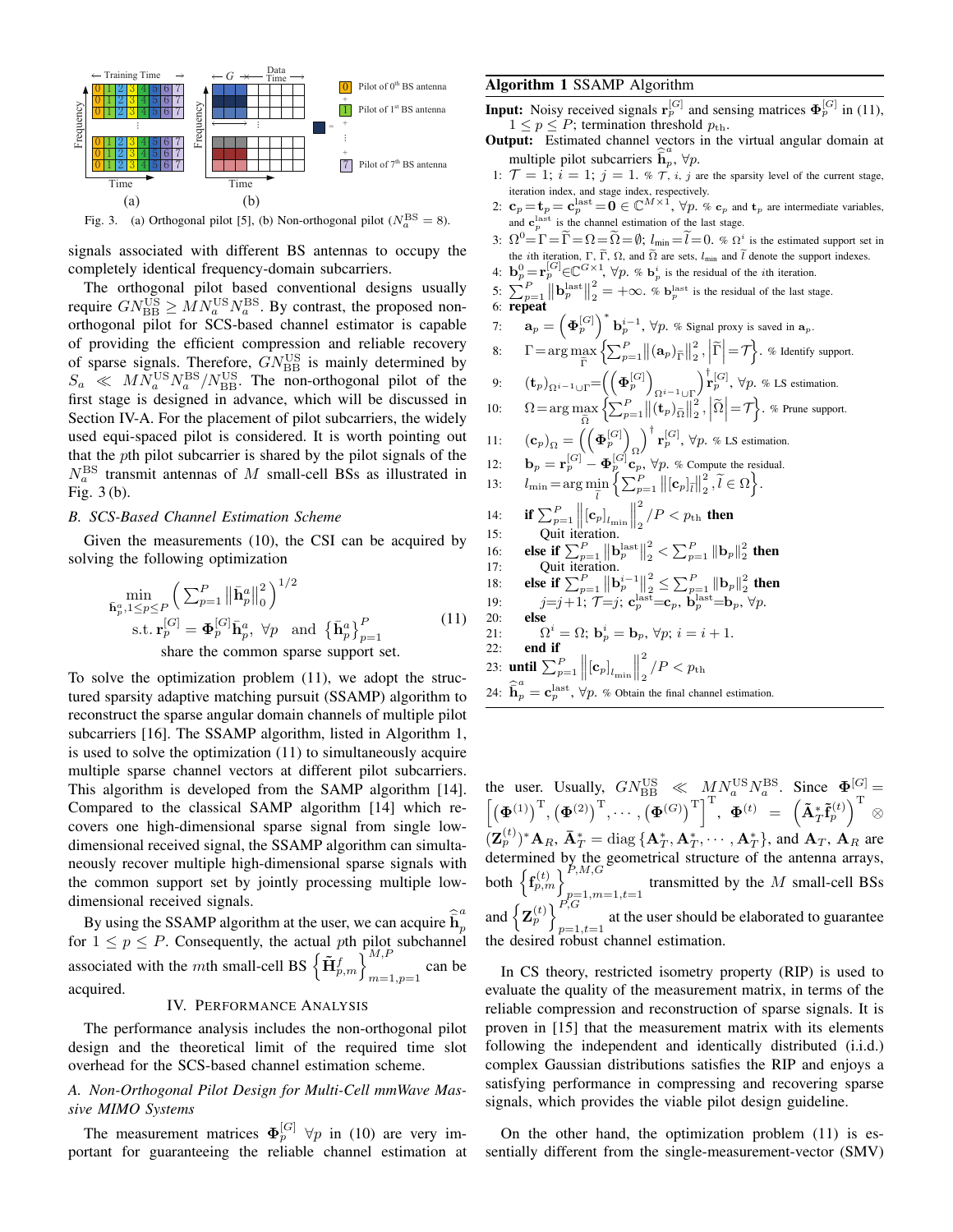Fig. 3. (a) Orthogonal pilot [5], (b) Non-orthogonal pilot ($N_a^{\rm BS}=8$).

signals associated with different BS antennas to occupy the completely identical frequency-domain subcarriers.

The orthogonal pilot based conventional designs usually require $GN_{\rm BB}^{\rm US} \geq MN_a^{\rm US}N_a^{\rm BS}$. By contrast, the proposed non-orthogonal pilot for SCS-based channel estimator is capable of providing the efficient compression and reliable recovery of sparse signals. Therefore, $GN_{\rm BB}^{\rm US}$ is mainly determined by $S_a \ll MN_a^{\rm US}N_a^{\rm BS}/N_{\rm BB}^{\rm US}$. The non-orthogonal pilot of the first stage is designed in advance, which will be discussed in Section IV-A. For the placement of pilot subcarriers, the widely used equi-spaced pilot is considered. It is worth pointing out that the $p$th pilot subcarrier is shared by the pilot signals of the $N_a^{\rm BS}$ transmit antennas of $M$ small-cell BSs as illustrated in Fig. 3 (b).

### *B. SCS-Based Channel Estimation Scheme*

Given the measurements (10), the CSI can be acquired by solving the following optimization

$$
\begin{aligned}
\min_{\bar{\mathbf{h}}_p^a, 1\leq p\leq P} & \left(\sum\nolimits_{p=1}^P \left\|\bar{\mathbf{h}}_p^a\right\|_0^2\right)^{1/2} \\
\text{s.t.}\ & \mathbf{r}_p^{[G]} = \mathbf{\Phi}_p^{[G]}\bar{\mathbf{h}}_p^a,\ \forall p \ \text{ and } \left\{\bar{\mathbf{h}}_p^a\right\}_{p=1}^P \\
& \text{share the common sparse support set.}
\end{aligned} \tag{11}
$$

To solve the optimization problem (11), we adopt the structured sparsity adaptive matching pursuit (SSAMP) algorithm to reconstruct the sparse angular domain channels of multiple pilot subcarriers [16]. The SSAMP algorithm, listed in Algorithm 1, is used to solve the optimization (11) to simultaneously acquire multiple sparse channel vectors at different pilot subcarriers. This algorithm is developed from the SAMP algorithm [14]. Compared to the classical SAMP algorithm [14] which recovers one high-dimensional sparse signal from single low-dimensional received signal, the SSAMP algorithm can simultaneously recover multiple high-dimensional sparse signals with the common support set by jointly processing multiple low-dimensional received signals.

By using the SSAMP algorithm at the user, we can acquire $\widehat{\bar{\mathbf{h}}}_p^a$ for $1\leq p\leq P$. Consequently, the actual $p$th pilot subchannel associated with the $m$th small-cell BS $\left\{\tilde{\mathbf{H}}_{p,m}^f\right\}_{m=1,p=1}^{M,P}$ can be acquired.

## IV. Performance Analysis

The performance analysis includes the non-orthogonal pilot design and the theoretical limit of the required time slot overhead for the SCS-based channel estimation scheme.

### *A. Non-Orthogonal Pilot Design for Multi-Cell mmWave Massive MIMO Systems*

The measurement matrices $\mathbf{\Phi}_p^{[G]}\ \forall p$ in (10) are very important for guaranteeing the reliable channel estimation at

**Algorithm 1** SSAMP Algorithm

**Input:** Noisy received signals $\mathbf{r}_p^{[G]}$ and sensing matrices $\mathbf{\Phi}_p^{[G]}$ in (11), $1\leq p\leq P$; termination threshold $p_{\rm th}$.

**Output:** Estimated channel vectors in the virtual angular domain at multiple pilot subcarriers $\widehat{\bar{\mathbf{h}}}_p^a$, $\forall p$.

1: $\mathcal{T}=1$; $i=1$; $j=1$. % $\mathcal{T}$, $i$, $j$ are the sparsity level of the current stage, iteration index, and stage index, respectively.
2: $\mathbf{c}_p=\mathbf{t}_p=\mathbf{c}_p^{\rm last}=\mathbf{0}\in\mathbb{C}^{M\times 1}$, $\forall p$. % $\mathbf{c}_p$ and $\mathbf{t}_p$ are intermediate variables, and $\mathbf{c}_p^{\rm last}$ is the channel estimation of the last stage.
3: $\Omega^0=\Gamma=\widetilde{\Gamma}=\Omega=\widetilde{\Omega}=\emptyset$; $l_{\min}=\widetilde{l}=0$. % $\Omega^i$ is the estimated support set in the $i$th iteration, $\Gamma$, $\widetilde{\Gamma}$, $\Omega$, and $\widetilde{\Omega}$ are sets, $l_{\min}$ and $\widetilde{l}$ denote the support indexes.
4: $\mathbf{b}_p^0=\mathbf{r}_p^{[G]}\in\mathbb{C}^{G\times 1}$, $\forall p$. % $\mathbf{b}_p^i$ is the residual of the $i$th iteration.
5: $\sum_{p=1}^P\left\|\mathbf{b}_p^{\rm last}\right\|_2^2=+\infty$. % $\mathbf{b}_p^{\rm last}$ is the residual of the last stage.
6: **repeat**
7: $\quad\mathbf{a}_p=\left(\mathbf{\Phi}_p^{[G]}\right)^*\mathbf{b}_p^{i-1}$, $\forall p$. % Signal proxy is saved in $\mathbf{a}_p$.
8: $\quad\Gamma=\arg\max_{\widetilde{\Gamma}}\left\{\sum_{p=1}^P\left\|(\mathbf{a}_p)_{\widetilde{\Gamma}}\right\|_2^2, \left|\widetilde{\Gamma}\right|=\mathcal{T}\right\}$. % Identify support.
9: $\quad(\mathbf{t}_p)_{\Omega^{i-1}\cup\Gamma}=\left(\left(\mathbf{\Phi}_p^{[G]}\right)_{\Omega^{i-1}\cup\Gamma}\right)^\dagger\mathbf{r}_p^{[G]}$, $\forall p$. % LS estimation.
10: $\quad\Omega=\arg\max_{\widetilde{\Omega}}\left\{\sum_{p=1}^P\left\|(\mathbf{t}_p)_{\widetilde{\Omega}}\right\|_2^2, \left|\widetilde{\Omega}\right|=\mathcal{T}\right\}$. % Prune support.
11: $\quad(\mathbf{c}_p)_{\Omega}=\left(\left(\mathbf{\Phi}_p^{[G]}\right)_{\Omega}\right)^\dagger\mathbf{r}_p^{[G]}$, $\forall p$. % LS estimation.
12: $\quad\mathbf{b}_p=\mathbf{r}_p^{[G]}-\mathbf{\Phi}_p^{[G]}\mathbf{c}_p$, $\forall p$. % Compute the residual.
13: $\quad l_{\min}=\arg\min_{\widetilde{l}}\left\{\sum_{p=1}^P\left\|[\mathbf{c}_p]_{\widetilde{l}}\right\|_2^2, \widetilde{l}\in\Omega\right\}$.
14: $\quad$**if** $\sum_{p=1}^P\left\|[\mathbf{c}_p]_{l_{\min}}\right\|_2^2/P<p_{\rm th}$ **then**
15: $\quad\quad$Quit iteration.
16: $\quad$**else if** $\sum_{p=1}^P\left\|\mathbf{b}_p^{\rm last}\right\|_2^2<\sum_{p=1}^P\left\|\mathbf{b}_p\right\|_2^2$ **then**
17: $\quad\quad$Quit iteration.
18: $\quad$**else if** $\sum_{p=1}^P\left\|\mathbf{b}_p^{i-1}\right\|_2^2\leq\sum_{p=1}^P\left\|\mathbf{b}_p\right\|_2^2$ **then**
19: $\quad\quad j=j+1$; $\mathcal{T}=j$; $\mathbf{c}_p^{\rm last}=\mathbf{c}_p$, $\mathbf{b}_p^{\rm last}=\mathbf{b}_p$, $\forall p$.
20: $\quad$**else**
21: $\quad\quad\Omega^i=\Omega$; $\mathbf{b}_p^i=\mathbf{b}_p$, $\forall p$; $i=i+1$.
22: $\quad$**end if**
23: **until** $\sum_{p=1}^P\left\|[\mathbf{c}_p]_{l_{\min}}\right\|_2^2/P<p_{\rm th}$
24: $\widehat{\bar{\mathbf{h}}}_p^a=\mathbf{c}_p^{\rm last}$, $\forall p$. % Obtain the final channel estimation.

the user. Usually, $GN_{\rm BB}^{\rm US} \ll MN_a^{\rm US}N_a^{\rm BS}$. Since $\mathbf{\Phi}^{[G]}=\left[\left(\mathbf{\Phi}^{(1)}\right)^{\rm T},\left(\mathbf{\Phi}^{(2)}\right)^{\rm T},\cdots,\left(\mathbf{\Phi}^{(G)}\right)^{\rm T}\right]^{\rm T}$, $\mathbf{\Phi}^{(t)}=\left(\bar{\mathbf{A}}_T^*\tilde{\mathbf{f}}_p^{(t)}\right)^{\rm T}\otimes(\mathbf{Z}_p^{(t)})^*\mathbf{A}_R$, $\bar{\mathbf{A}}_T^*={\rm diag}\left\{\mathbf{A}_T^*,\mathbf{A}_T^*,\cdots,\mathbf{A}_T^*\right\}$, and $\mathbf{A}_T$, $\mathbf{A}_R$ are determined by the geometrical structure of the antenna arrays, both $\left\{\mathbf{f}_{p,m}^{(t)}\right\}_{p=1,m=1,t=1}^{P,M,G}$ transmitted by the $M$ small-cell BSs and $\left\{\mathbf{Z}_p^{(t)}\right\}_{p=1,t=1}^{P,G}$ at the user should be elaborated to guarantee the desired robust channel estimation.

In CS theory, restricted isometry property (RIP) is used to evaluate the quality of the measurement matrix, in terms of the reliable compression and reconstruction of sparse signals. It is proven in [15] that the measurement matrix with its elements following the independent and identically distributed (i.i.d.) complex Gaussian distributions satisfies the RIP and enjoys a satisfying performance in compressing and recovering sparse signals, which provides the viable pilot design guideline.

On the other hand, the optimization problem (11) is essentially different from the single-measurement-vector (SMV)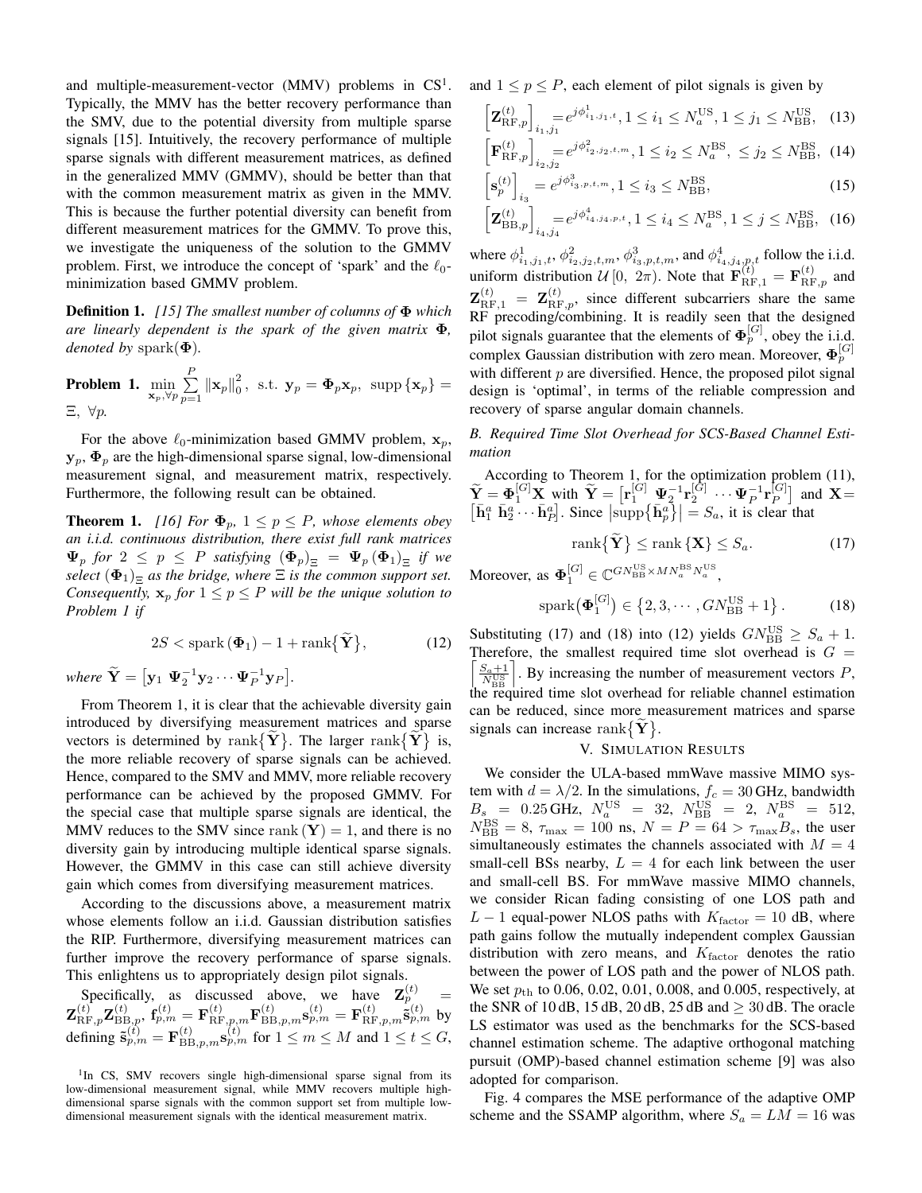and multiple-measurement-vector (MMV) problems in CS[1]. Typically, the MMV has the better recovery performance than the SMV, due to the potential diversity from multiple sparse signals [15]. Intuitively, the recovery performance of multiple sparse signals with different measurement matrices, as defined in the generalized MMV (GMMV), should be better than that with the common measurement matrix as given in the MMV. This is because the further potential diversity can benefit from different measurement matrices for the GMMV. To prove this, we investigate the uniqueness of the solution to the GMMV problem. First, we introduce the concept of 'spark' and the $\ell_0$-minimization based GMMV problem.

**Definition 1.** *[15] The smallest number of columns of $\mathbf{\Phi}$ which are linearly dependent is the spark of the given matrix $\mathbf{\Phi}$, denoted by* $\mathrm{spark}(\mathbf{\Phi})$.

**Problem 1.** $\min\limits_{\mathbf{x}_p,\forall p} \sum\limits_{p=1}^{P} \|\mathbf{x}_p\|_0^2, \ \text{s.t.}\ \mathbf{y}_p = \mathbf{\Phi}_p\mathbf{x}_p,\ \mathrm{supp}\{\mathbf{x}_p\} = \Xi,\ \forall p.$

For the above $\ell_0$-minimization based GMMV problem, $\mathbf{x}_p$, $\mathbf{y}_p$, $\mathbf{\Phi}_p$ are the high-dimensional sparse signal, low-dimensional measurement signal, and measurement matrix, respectively. Furthermore, the following result can be obtained.

**Theorem 1.** *[16] For $\mathbf{\Phi}_p$, $1 \le p \le P$, whose elements obey an i.i.d. continuous distribution, there exist full rank matrices $\mathbf{\Psi}_p$ for $2 \le p \le P$ satisfying $(\mathbf{\Phi}_p)_\Xi = \mathbf{\Psi}_p(\mathbf{\Phi}_1)_\Xi$ if we select $(\mathbf{\Phi}_1)_\Xi$ as the bridge, where $\Xi$ is the common support set. Consequently, $\mathbf{x}_p$ for $1 \le p \le P$ will be the unique solution to Problem 1 if*

$$2S < \mathrm{spark}(\mathbf{\Phi}_1) - 1 + \mathrm{rank}\{\widetilde{\mathbf{Y}}\}, \tag{12}$$

*where* $\widetilde{\mathbf{Y}} = \left[\mathbf{y}_1\ \mathbf{\Psi}_2^{-1}\mathbf{y}_2 \cdots \mathbf{\Psi}_P^{-1}\mathbf{y}_P\right]$.

From Theorem 1, it is clear that the achievable diversity gain introduced by diversifying measurement matrices and sparse vectors is determined by $\mathrm{rank}\{\widetilde{\mathbf{Y}}\}$. The larger $\mathrm{rank}\{\widetilde{\mathbf{Y}}\}$ is, the more reliable recovery of sparse signals can be achieved. Hence, compared to the SMV and MMV, more reliable recovery performance can be achieved by the proposed GMMV. For the special case that multiple sparse signals are identical, the MMV reduces to the SMV since $\mathrm{rank}(\mathbf{Y}) = 1$, and there is no diversity gain by introducing multiple identical sparse signals. However, the GMMV in this case can still achieve diversity gain which comes from diversifying measurement matrices.

According to the discussions above, a measurement matrix whose elements follow an i.i.d. Gaussian distribution satisfies the RIP. Furthermore, diversifying measurement matrices can further improve the recovery performance of sparse signals. This enlightens us to appropriately design pilot signals.

Specifically, as discussed above, we have $\mathbf{Z}_p^{(t)} = \mathbf{Z}_{\mathrm{RF},p}^{(t)}\mathbf{Z}_{\mathrm{BB},p}^{(t)}$, $\mathbf{f}_{p,m}^{(t)} = \mathbf{F}_{\mathrm{RF},p,m}^{(t)}\mathbf{F}_{\mathrm{BB},p,m}^{(t)}\mathbf{s}_{p,m}^{(t)} = \mathbf{F}_{\mathrm{RF},p,m}^{(t)}\tilde{\mathbf{s}}_{p,m}^{(t)}$ by defining $\tilde{\mathbf{s}}_{p,m}^{(t)} = \mathbf{F}_{\mathrm{BB},p,m}^{(t)}\mathbf{s}_{p,m}^{(t)}$ for $1 \le m \le M$ and $1 \le t \le G$, and $1 \le p \le P$, each element of pilot signals is given by

$$\left[\mathbf{Z}_{\mathrm{RF},p}^{(t)}\right]_{i_1,j_1} = e^{j\phi^1_{i_1,j_1,t}}, 1 \le i_1 \le N_a^{\mathrm{US}}, 1 \le j_1 \le N_{\mathrm{BB}}^{\mathrm{US}}, \tag{13}$$

$$\left[\mathbf{F}_{\mathrm{RF},p}^{(t)}\right]_{i_2,j_2} = e^{j\phi^2_{i_2,j_2,t,m}}, 1 \le i_2 \le N_a^{\mathrm{BS}},\ \le j_2 \le N_{\mathrm{BB}}^{\mathrm{BS}}, \tag{14}$$

$$\left[\mathbf{s}_p^{(t)}\right]_{i_3} = e^{j\phi^3_{i_3,p,t,m}}, 1 \le i_3 \le N_{\mathrm{BB}}^{\mathrm{BS}}, \tag{15}$$

$$\left[\mathbf{Z}_{\mathrm{BB},p}^{(t)}\right]_{i_4,j_4} = e^{j\phi^4_{i_4,j_4,p,t}}, 1 \le i_4 \le N_a^{\mathrm{BS}}, 1 \le j \le N_{\mathrm{BB}}^{\mathrm{BS}}, \tag{16}$$

where $\phi^1_{i_1,j_1,t}$, $\phi^2_{i_2,j_2,t,m}$, $\phi^3_{i_3,p,t,m}$, and $\phi^4_{i_4,j_4,p,t}$ follow the i.i.d. uniform distribution $\mathcal{U}[0,\ 2\pi)$. Note that $\mathbf{F}_{\mathrm{RF},1}^{(t)} = \mathbf{F}_{\mathrm{RF},p}^{(t)}$ and $\mathbf{Z}_{\mathrm{RF},1}^{(t)} = \mathbf{Z}_{\mathrm{RF},p}^{(t)}$, since different subcarriers share the same RF precoding/combining. It is readily seen that the designed pilot signals guarantee that the elements of $\mathbf{\Phi}_p^{[G]}$, obey the i.i.d. complex Gaussian distribution with zero mean. Moreover, $\mathbf{\Phi}_p^{[G]}$ with different $p$ are diversified. Hence, the proposed pilot signal design is 'optimal', in terms of the reliable compression and recovery of sparse angular domain channels.

### *B. Required Time Slot Overhead for SCS-Based Channel Estimation*

According to Theorem 1, for the optimization problem (11), $\widetilde{\mathbf{Y}} = \mathbf{\Phi}_1^{[G]}\mathbf{X}$ with $\widetilde{\mathbf{Y}} = \left[\mathbf{r}_1^{[G]}\ \mathbf{\Psi}_2^{-1}\mathbf{r}_2^{[G]} \cdots \mathbf{\Psi}_P^{-1}\mathbf{r}_P^{[G]}\right]$ and $\mathbf{X} = \left[\bar{\mathbf{h}}_1^a\ \bar{\mathbf{h}}_2^a \cdots \bar{\mathbf{h}}_P^a\right]$. Since $\left|\mathrm{supp}\{\bar{\mathbf{h}}_p^a\}\right| = S_a$, it is clear that

$$\mathrm{rank}\{\widetilde{\mathbf{Y}}\} \le \mathrm{rank}\{\mathbf{X}\} \le S_a. \tag{17}$$

Moreover, as $\mathbf{\Phi}_1^{[G]} \in \mathbb{C}^{GN_{\mathrm{BB}}^{\mathrm{US}} \times MN_a^{\mathrm{BS}}N_a^{\mathrm{US}}}$,

$$\mathrm{spark}\left(\mathbf{\Phi}_1^{[G]}\right) \in \left\{2, 3, \cdots, GN_{\mathrm{BB}}^{\mathrm{US}} + 1\right\}. \tag{18}$$

Substituting (17) and (18) into (12) yields $GN_{\mathrm{BB}}^{\mathrm{US}} \ge S_a + 1$. Therefore, the smallest required time slot overhead is $G = \left\lceil \frac{S_a+1}{N_{\mathrm{BB}}^{\mathrm{US}}} \right\rceil$. By increasing the number of measurement vectors $P$, the required time slot overhead for reliable channel estimation can be reduced, since more measurement matrices and sparse signals can increase $\mathrm{rank}\{\widetilde{\mathbf{Y}}\}$.

## V. Simulation Results

We consider the ULA-based mmWave massive MIMO system with $d = \lambda/2$. In the simulations, $f_c = 30\,\mathrm{GHz}$, bandwidth $B_s = 0.25\,\mathrm{GHz}$, $N_a^{\mathrm{US}} = 32$, $N_{\mathrm{BB}}^{\mathrm{US}} = 2$, $N_a^{\mathrm{BS}} = 512$, $N_{\mathrm{BB}}^{\mathrm{BS}} = 8$, $\tau_{\max} = 100$ ns, $N = P = 64 > \tau_{\max}B_s$, the user simultaneously estimates the channels associated with $M = 4$ small-cell BSs nearby, $L = 4$ for each link between the user and small-cell BS. For mmWave massive MIMO channels, we consider Rican fading consisting of one LOS path and $L-1$ equal-power NLOS paths with $K_{\mathrm{factor}} = 10$ dB, where path gains follow the mutually independent complex Gaussian distribution with zero means, and $K_{\mathrm{factor}}$ denotes the ratio between the power of LOS path and the power of NLOS path. We set $p_{\mathrm{th}}$ to 0.06, 0.02, 0.01, 0.008, and 0.005, respectively, at the SNR of 10 dB, 15 dB, 20 dB, 25 dB and $\ge 30$ dB. The oracle LS estimator was used as the benchmarks for the SCS-based channel estimation scheme. The adaptive orthogonal matching pursuit (OMP)-based channel estimation scheme [9] was also adopted for comparison.

Fig. 4 compares the MSE performance of the adaptive OMP scheme and the SSAMP algorithm, where $S_a = LM = 16$ was

[1]In CS, SMV recovers single high-dimensional sparse signal from its low-dimensional measurement signal, while MMV recovers multiple high-dimensional sparse signals with the common support set from multiple low-dimensional measurement signals with the identical measurement matrix.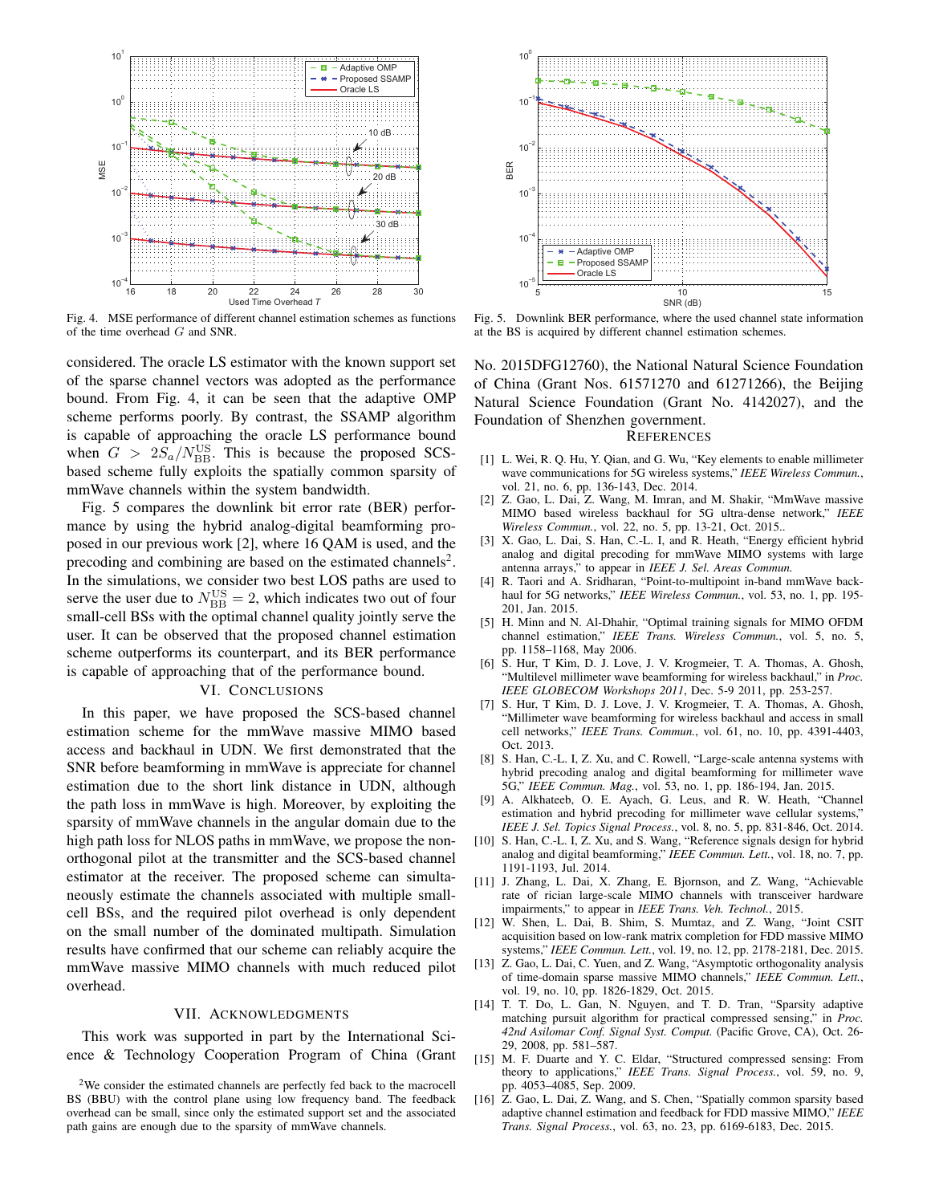$10^1$

$10^0$

$10^{-1}$

$10^{-2}$

$10^{-3}$

$10^{-4}$

MSE

16 18 20 22 24 26 28 30

Used Time Overhead $T$

Adaptive OMP

Proposed SSAMP

Oracle LS

10 dB

20 dB

30 dB

Fig. 4. MSE performance of different channel estimation schemes as functions of the time overhead $G$ and SNR.

$10^0$

$10^{-1}$

$10^{-2}$

$10^{-3}$

$10^{-4}$

$10^{-5}$

BER

5 10 15

SNR (dB)

Adaptive OMP

Proposed SSAMP

Oracle LS

Fig. 5. Downlink BER performance, where the used channel state information at the BS is acquired by different channel estimation schemes.

considered. The oracle LS estimator with the known support set of the sparse channel vectors was adopted as the performance bound. From Fig. 4, it can be seen that the adaptive OMP scheme performs poorly. By contrast, the SSAMP algorithm is capable of approaching the oracle LS performance bound when $G > 2S_a/N_{\rm BB}^{\rm US}$. This is because the proposed SCS-based scheme fully exploits the spatially common sparsity of mmWave channels within the system bandwidth.

Fig. 5 compares the downlink bit error rate (BER) performance by using the hybrid analog-digital beamforming proposed in our previous work [2], where 16 QAM is used, and the precoding and combining are based on the estimated channels[2]. In the simulations, we consider two best LOS paths are used to serve the user due to $N_{\rm BB}^{\rm US} = 2$, which indicates two out of four small-cell BSs with the optimal channel quality jointly serve the user. It can be observed that the proposed channel estimation scheme outperforms its counterpart, and its BER performance is capable of approaching that of the performance bound.

## VI. Conclusions

In this paper, we have proposed the SCS-based channel estimation scheme for the mmWave massive MIMO based access and backhaul in UDN. We first demonstrated that the SNR before beamforming in mmWave is appreciate for channel estimation due to the short link distance in UDN, although the path loss in mmWave is high. Moreover, by exploiting the sparsity of mmWave channels in the angular domain due to the high path loss for NLOS paths in mmWave, we propose the non-orthogonal pilot at the transmitter and the SCS-based channel estimator at the receiver. The proposed scheme can simultaneously estimate the channels associated with multiple small-cell BSs, and the required pilot overhead is only dependent on the small number of the dominated multipath. Simulation results have confirmed that our scheme can reliably acquire the mmWave massive MIMO channels with much reduced pilot overhead.

## VII. Acknowledgments

This work was supported in part by the International Science & Technology Cooperation Program of China (Grant No. 2015DFG12760), the National Natural Science Foundation of China (Grant Nos. 61571270 and 61271266), the Beijing Natural Science Foundation (Grant No. 4142027), and the Foundation of Shenzhen government.

[2]We consider the estimated channels are perfectly fed back to the macrocell BS (BBU) with the control plane using low frequency band. The feedback overhead can be small, since only the estimated support set and the associated path gains are enough due to the sparsity of mmWave channels.

## References

[1] L. Wei, R. Q. Hu, Y. Qian, and G. Wu, "Key elements to enable millimeter wave communications for 5G wireless systems," *IEEE Wireless Commun.*, vol. 21, no. 6, pp. 136-143, Dec. 2014.

[2] Z. Gao, L. Dai, Z. Wang, M. Imran, and M. Shakir, "MmWave massive MIMO based wireless backhaul for 5G ultra-dense network," *IEEE Wireless Commun.*, vol. 22, no. 5, pp. 13-21, Oct. 2015..

[3] X. Gao, L. Dai, S. Han, C.-L. I, and R. Heath, "Energy efficient hybrid analog and digital precoding for mmWave MIMO systems with large antenna arrays," to appear in *IEEE J. Sel. Areas Commun.*

[4] R. Taori and A. Sridharan, "Point-to-multipoint in-band mmWave backhaul for 5G networks," *IEEE Wireless Commun.*, vol. 53, no. 1, pp. 195-201, Jan. 2015.

[5] H. Minn and N. Al-Dhahir, "Optimal training signals for MIMO OFDM channel estimation," *IEEE Trans. Wireless Commun.*, vol. 5, no. 5, pp. 1158–1168, May 2006.

[6] S. Hur, T Kim, D. J. Love, J. V. Krogmeier, T. A. Thomas, A. Ghosh, "Multilevel millimeter wave beamforming for wireless backhaul," in *Proc. IEEE GLOBECOM Workshops 2011*, Dec. 5-9 2011, pp. 253-257.

[7] S. Hur, T Kim, D. J. Love, J. V. Krogmeier, T. A. Thomas, A. Ghosh, "Millimeter wave beamforming for wireless backhaul and access in small cell networks," *IEEE Trans. Commun.*, vol. 61, no. 10, pp. 4391-4403, Oct. 2013.

[8] S. Han, C.-L. I, Z. Xu, and C. Rowell, "Large-scale antenna systems with hybrid precoding analog and digital beamforming for millimeter wave 5G," *IEEE Commun. Mag.*, vol. 53, no. 1, pp. 186-194, Jan. 2015.

[9] A. Alkhateeb, O. E. Ayach, G. Leus, and R. W. Heath, "Channel estimation and hybrid precoding for millimeter wave cellular systems," *IEEE J. Sel. Topics Signal Process.*, vol. 8, no. 5, pp. 831-846, Oct. 2014.

[10] S. Han, C.-L. I, Z. Xu, and S. Wang, "Reference signals design for hybrid analog and digital beamforming," *IEEE Commun. Lett.*, vol. 18, no. 7, pp. 1191-1193, Jul. 2014.

[11] J. Zhang, L. Dai, X. Zhang, E. Bjornson, and Z. Wang, "Achievable rate of rician large-scale MIMO channels with transceiver hardware impairments," to appear in *IEEE Trans. Veh. Technol.*, 2015.

[12] W. Shen, L. Dai, B. Shim, S. Mumtaz, and Z. Wang, "Joint CSIT acquisition based on low-rank matrix completion for FDD massive MIMO systems," *IEEE Commun. Lett.*, vol. 19, no. 12, pp. 2178-2181, Dec. 2015.

[13] Z. Gao, L. Dai, C. Yuen, and Z. Wang, "Asymptotic orthogonality analysis of time-domain sparse massive MIMO channels," *IEEE Commun. Lett.*, vol. 19, no. 10, pp. 1826-1829, Oct. 2015.

[14] T. T. Do, L. Gan, N. Nguyen, and T. D. Tran, "Sparsity adaptive matching pursuit algorithm for practical compressed sensing," in *Proc. 42nd Asilomar Conf. Signal Syst. Comput.* (Pacific Grove, CA), Oct. 26-29, 2008, pp. 581–587.

[15] M. F. Duarte and Y. C. Eldar, "Structured compressed sensing: From theory to applications," *IEEE Trans. Signal Process.*, vol. 59, no. 9, pp. 4053–4085, Sep. 2009.

[16] Z. Gao, L. Dai, Z. Wang, and S. Chen, "Spatially common sparsity based adaptive channel estimation and feedback for FDD massive MIMO," *IEEE Trans. Signal Process.*, vol. 63, no. 23, pp. 6169-6183, Dec. 2015.